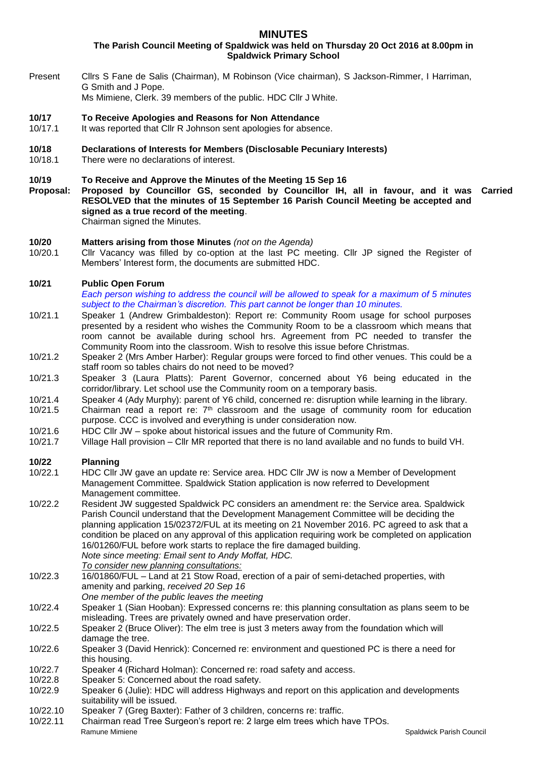# MINUTES

**The Parish Council Meeting of Spaldwick was held on Thursday 20 Oct 2016 at 8.00pm in Spaldwick Primary School**

Present Cllrs S Fane de Salis (Chairman), M Robinson (Vice chairman), S Jackson-Rimmer, I Harriman, G Smith and J Pope.
Ms Mimiene, Clerk. 39 members of the public. HDC Cllr J White.

**10/17 To Receive Apologies and Reasons for Non Attendance**

10/17.1 It was reported that Cllr R Johnson sent apologies for absence.

**10/18 Declarations of Interests for Members (Disclosable Pecuniary Interests)**

10/18.1 There were no declarations of interest.

**10/19 To Receive and Approve the Minutes of the Meeting 15 Sep 16**

**Proposal: Proposed by Councillor GS, seconded by Councillor IH, all in favour, and it was RESOLVED that the minutes of 15 September 16 Parish Council Meeting be accepted and signed as a true record of the meeting.** **Carried**
Chairman signed the Minutes.

**10/20 Matters arising from those Minutes** *(not on the Agenda)*

10/20.1 Cllr Vacancy was filled by co-option at the last PC meeting. Cllr JP signed the Register of Members' Interest form, the documents are submitted HDC.

**10/21 Public Open Forum**

*Each person wishing to address the council will be allowed to speak for a maximum of 5 minutes subject to the Chairman's discretion. This part cannot be longer than 10 minutes.*

10/21.1 Speaker 1 (Andrew Grimbaldeston): Report re: Community Room usage for school purposes presented by a resident who wishes the Community Room to be a classroom which means that room cannot be available during school hrs. Agreement from PC needed to transfer the Community Room into the classroom. Wish to resolve this issue before Christmas.

10/21.2 Speaker 2 (Mrs Amber Harber): Regular groups were forced to find other venues. This could be a staff room so tables chairs do not need to be moved?

10/21.3 Speaker 3 (Laura Platts): Parent Governor, concerned about Y6 being educated in the corridor/library. Let school use the Community room on a temporary basis.

10/21.4 Speaker 4 (Ady Murphy): parent of Y6 child, concerned re: disruption while learning in the library.

10/21.5 Chairman read a report re: 7th classroom and the usage of community room for education purpose. CCC is involved and everything is under consideration now.

10/21.6 HDC Cllr JW – spoke about historical issues and the future of Community Rm.

10/21.7 Village Hall provision – Cllr MR reported that there is no land available and no funds to build VH.

**10/22 Planning**

10/22.1 HDC Cllr JW gave an update re: Service area. HDC Cllr JW is now a Member of Development Management Committee. Spaldwick Station application is now referred to Development Management committee.

10/22.2 Resident JW suggested Spaldwick PC considers an amendment re: the Service area. Spaldwick Parish Council understand that the Development Management Committee will be deciding the planning application 15/02372/FUL at its meeting on 21 November 2016. PC agreed to ask that a condition be placed on any approval of this application requiring work be completed on application 16/01260/FUL before work starts to replace the fire damaged building.
*Note since meeting: Email sent to Andy Moffat, HDC.*
*To consider new planning consultations:*

10/22.3 16/01860/FUL – Land at 21 Stow Road, erection of a pair of semi-detached properties, with amenity and parking, *received 20 Sep 16*
*One member of the public leaves the meeting*

10/22.4 Speaker 1 (Sian Hooban): Expressed concerns re: this planning consultation as plans seem to be misleading. Trees are privately owned and have preservation order.

10/22.5 Speaker 2 (Bruce Oliver): The elm tree is just 3 meters away from the foundation which will damage the tree.

10/22.6 Speaker 3 (David Henrick): Concerned re: environment and questioned PC is there a need for this housing.

10/22.7 Speaker 4 (Richard Holman): Concerned re: road safety and access.

10/22.8 Speaker 5: Concerned about the road safety.

10/22.9 Speaker 6 (Julie): HDC will address Highways and report on this application and developments suitability will be issued.

10/22.10 Speaker 7 (Greg Baxter): Father of 3 children, concerns re: traffic.

10/22.11 Chairman read Tree Surgeon's report re: 2 large elm trees which have TPOs.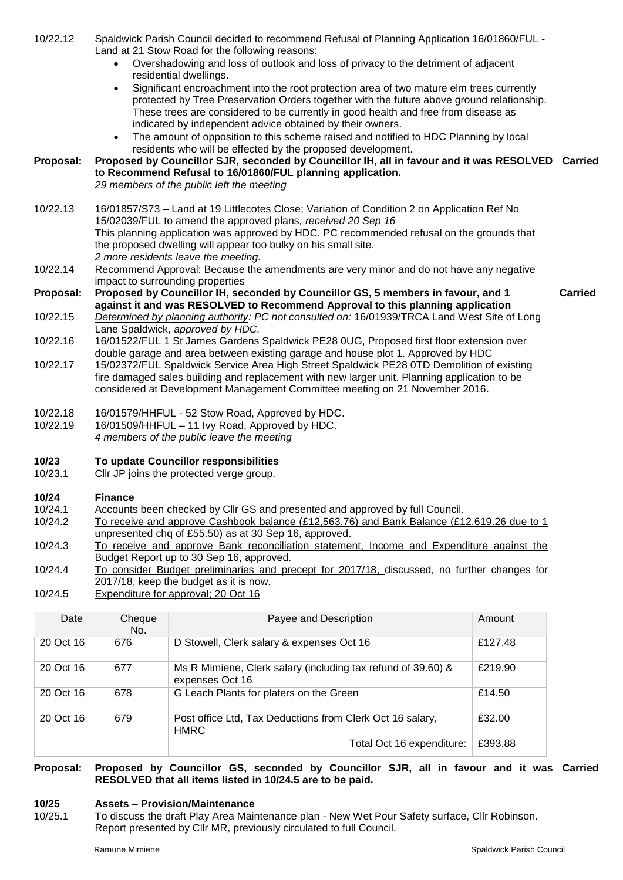10/22.12 Spaldwick Parish Council decided to recommend Refusal of Planning Application 16/01860/FUL - Land at 21 Stow Road for the following reasons:

- Overshadowing and loss of outlook and loss of privacy to the detriment of adjacent residential dwellings.
- Significant encroachment into the root protection area of two mature elm trees currently protected by Tree Preservation Orders together with the future above ground relationship. These trees are considered to be currently in good health and free from disease as indicated by independent advice obtained by their owners.
- The amount of opposition to this scheme raised and notified to HDC Planning by local residents who will be effected by the proposed development.

**Proposal: Proposed by Councillor SJR, seconded by Councillor IH, all in favour and it was RESOLVED to Recommend Refusal to 16/01860/FUL planning application. Carried**

*29 members of the public left the meeting*

10/22.13 16/01857/S73 – Land at 19 Littlecotes Close; Variation of Condition 2 on Application Ref No 15/02039/FUL to amend the approved plans*, received 20 Sep 16*
This planning application was approved by HDC. PC recommended refusal on the grounds that the proposed dwelling will appear too bulky on his small site.
*2 more residents leave the meeting.*

10/22.14 Recommend Approval: Because the amendments are very minor and do not have any negative impact to surrounding properties

**Proposal: Proposed by Councillor IH, seconded by Councillor GS, 5 members in favour, and 1 against it and was RESOLVED to Recommend Approval to this planning application Carried**

10/22.15 *Determined by planning authority: PC not consulted on:* 16/01939/TRCA Land West Site of Long Lane Spaldwick, *approved by HDC.*

10/22.16 16/01522/FUL 1 St James Gardens Spaldwick PE28 0UG, Proposed first floor extension over double garage and area between existing garage and house plot 1. Approved by HDC

10/22.17 15/02372/FUL Spaldwick Service Area High Street Spaldwick PE28 0TD Demolition of existing fire damaged sales building and replacement with new larger unit. Planning application to be considered at Development Management Committee meeting on 21 November 2016.

10/22.18 16/01579/HHFUL - 52 Stow Road, Approved by HDC.

10/22.19 16/01509/HHFUL – 11 Ivy Road, Approved by HDC.
*4 members of the public leave the meeting*

## 10/23 To update Councillor responsibilities

10/23.1 Cllr JP joins the protected verge group.

## 10/24 Finance

10/24.1 Accounts been checked by Cllr GS and presented and approved by full Council.

10/24.2 To receive and approve Cashbook balance (£12,563.76) and Bank Balance (£12,619.26 due to 1 unpresented chq of £55.50) as at 30 Sep 16, approved.

10/24.3 To receive and approve Bank reconciliation statement, Income and Expenditure against the Budget Report up to 30 Sep 16, approved.

10/24.4 To consider Budget preliminaries and precept for 2017/18, discussed, no further changes for 2017/18, keep the budget as it is now.

10/24.5 Expenditure for approval; 20 Oct 16

| Date | Cheque No. | Payee and Description | Amount |
|---|---|---|---|
| 20 Oct 16 | 676 | D Stowell, Clerk salary & expenses Oct 16 | £127.48 |
| 20 Oct 16 | 677 | Ms R Mimiene, Clerk salary (including tax refund of 39.60) & expenses Oct 16 | £219.90 |
| 20 Oct 16 | 678 | G Leach Plants for platers on the Green | £14.50 |
| 20 Oct 16 | 679 | Post office Ltd, Tax Deductions from Clerk Oct 16 salary, HMRC | £32.00 |
| | | Total Oct 16 expenditure: | £393.88 |

**Proposal: Proposed by Councillor GS, seconded by Councillor SJR, all in favour and it was RESOLVED that all items listed in 10/24.5 are to be paid. Carried**

## 10/25 Assets – Provision/Maintenance

10/25.1 To discuss the draft Play Area Maintenance plan - New Wet Pour Safety surface, Cllr Robinson. Report presented by Cllr MR, previously circulated to full Council.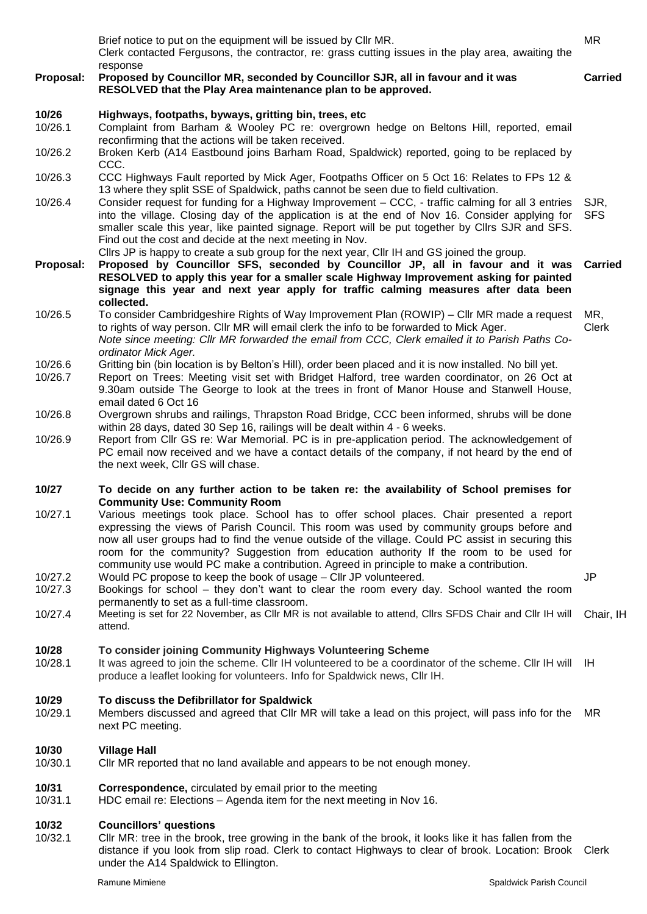| | | |
|---|---|---|
| | Brief notice to put on the equipment will be issued by Cllr MR. | MR |
| | Clerk contacted Fergusons, the contractor, re: grass cutting issues in the play area, awaiting the response | |
| **Proposal:** | **Proposed by Councillor MR, seconded by Councillor SJR, all in favour and it was RESOLVED that the Play Area maintenance plan to be approved.** | **Carried** |
| **10/26** | **Highways, footpaths, byways, gritting bin, trees, etc** | |
| 10/26.1 | Complaint from Barham & Wooley PC re: overgrown hedge on Beltons Hill, reported, email reconfirming that the actions will be taken received. | |
| 10/26.2 | Broken Kerb (A14 Eastbound joins Barham Road, Spaldwick) reported, going to be replaced by CCC. | |
| 10/26.3 | CCC Highways Fault reported by Mick Ager, Footpaths Officer on 5 Oct 16: Relates to FPs 12 & 13 where they split SSE of Spaldwick, paths cannot be seen due to field cultivation. | |
| 10/26.4 | Consider request for funding for a Highway Improvement – CCC, - traffic calming for all 3 entries into the village. Closing day of the application is at the end of Nov 16. Consider applying for smaller scale this year, like painted signage. Report will be put together by Cllrs SJR and SFS. Find out the cost and decide at the next meeting in Nov. Cllrs JP is happy to create a sub group for the next year, Cllr IH and GS joined the group. | SJR, SFS |
| **Proposal:** | **Proposed by Councillor SFS, seconded by Councillor JP, all in favour and it was RESOLVED to apply this year for a smaller scale Highway Improvement asking for painted signage this year and next year apply for traffic calming measures after data been collected.** | **Carried** |
| 10/26.5 | To consider Cambridgeshire Rights of Way Improvement Plan (ROWIP) – Cllr MR made a request to rights of way person. Cllr MR will email clerk the info to be forwarded to Mick Ager. *Note since meeting: Cllr MR forwarded the email from CCC, Clerk emailed it to Parish Paths Co-ordinator Mick Ager.* | MR, Clerk |
| 10/26.6 | Gritting bin (bin location is by Belton's Hill), order been placed and it is now installed. No bill yet. | |
| 10/26.7 | Report on Trees: Meeting visit set with Bridget Halford, tree warden coordinator, on 26 Oct at 9.30am outside The George to look at the trees in front of Manor House and Stanwell House, email dated 6 Oct 16 | |
| 10/26.8 | Overgrown shrubs and railings, Thrapston Road Bridge, CCC been informed, shrubs will be done within 28 days, dated 30 Sep 16, railings will be dealt within 4 - 6 weeks. | |
| 10/26.9 | Report from Cllr GS re: War Memorial. PC is in pre-application period. The acknowledgement of PC email now received and we have a contact details of the company, if not heard by the end of the next week, Cllr GS will chase. | |
| **10/27** | **To decide on any further action to be taken re: the availability of School premises for Community Use: Community Room** | |
| 10/27.1 | Various meetings took place. School has to offer school places. Chair presented a report expressing the views of Parish Council. This room was used by community groups before and now all user groups had to find the venue outside of the village. Could PC assist in securing this room for the community? Suggestion from education authority If the room to be used for community use would PC make a contribution. Agreed in principle to make a contribution. | |
| 10/27.2 | Would PC propose to keep the book of usage – Cllr JP volunteered. | JP |
| 10/27.3 | Bookings for school – they don't want to clear the room every day. School wanted the room permanently to set as a full-time classroom. | |
| 10/27.4 | Meeting is set for 22 November, as Cllr MR is not available to attend, Cllrs SFDS Chair and Cllr IH will attend. | Chair, IH |
| **10/28** | **To consider joining Community Highways Volunteering Scheme** | |
| 10/28.1 | It was agreed to join the scheme. Cllr IH volunteered to be a coordinator of the scheme. Cllr IH will produce a leaflet looking for volunteers. Info for Spaldwick news, Cllr IH. | IH |
| **10/29** | **To discuss the Defibrillator for Spaldwick** | |
| 10/29.1 | Members discussed and agreed that Cllr MR will take a lead on this project, will pass info for the next PC meeting. | MR |
| **10/30** | **Village Hall** | |
| 10/30.1 | Cllr MR reported that no land available and appears to be not enough money. | |
| **10/31** | **Correspondence,** circulated by email prior to the meeting | |
| 10/31.1 | HDC email re: Elections – Agenda item for the next meeting in Nov 16. | |
| **10/32** | **Councillors' questions** | |
| 10/32.1 | Cllr MR: tree in the brook, tree growing in the bank of the brook, it looks like it has fallen from the distance if you look from slip road. Clerk to contact Highways to clear of brook. Location: Brook under the A14 Spaldwick to Ellington. | Clerk |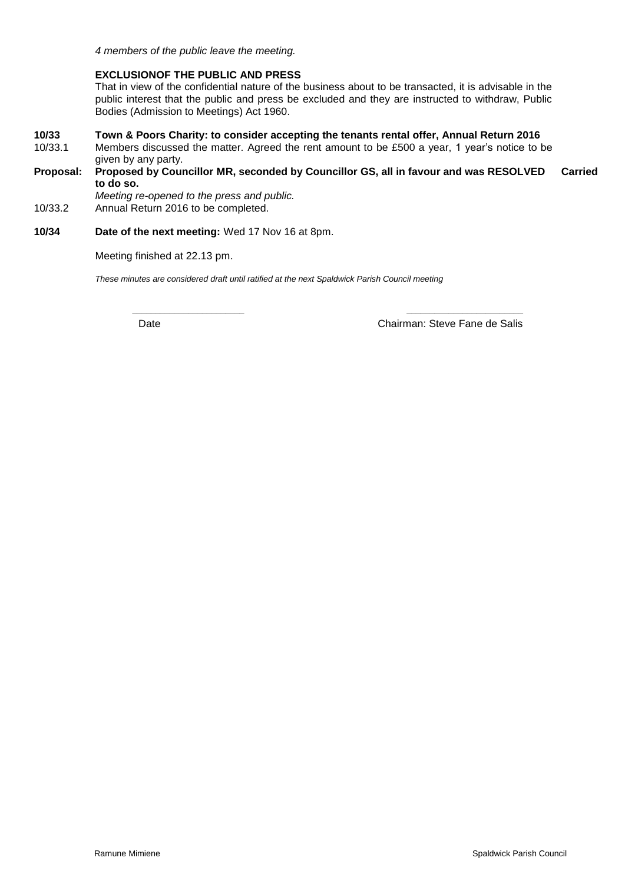*4 members of the public leave the meeting.*

**EXCLUSIONOF THE PUBLIC AND PRESS**

That in view of the confidential nature of the business about to be transacted, it is advisable in the public interest that the public and press be excluded and they are instructed to withdraw, Public Bodies (Admission to Meetings) Act 1960.

**10/33 Town & Poors Charity: to consider accepting the tenants rental offer, Annual Return 2016**

10/33.1 Members discussed the matter. Agreed the rent amount to be £500 a year, 1 year's notice to be given by any party.

**Proposal: Proposed by Councillor MR, seconded by Councillor GS, all in favour and was RESOLVED to do so. Carried**

*Meeting re-opened to the press and public.*

10/33.2 Annual Return 2016 to be completed.

**10/34 Date of the next meeting:** Wed 17 Nov 16 at 8pm.

Meeting finished at 22.13 pm.

*These minutes are considered draft until ratified at the next Spaldwick Parish Council meeting*

\_\_\_\_\_\_\_\_\_\_\_\_\_\_\_\_\_\_\_\_ \_\_\_\_\_\_\_\_\_\_\_\_\_\_\_\_\_\_\_\_

Date Chairman: Steve Fane de Salis